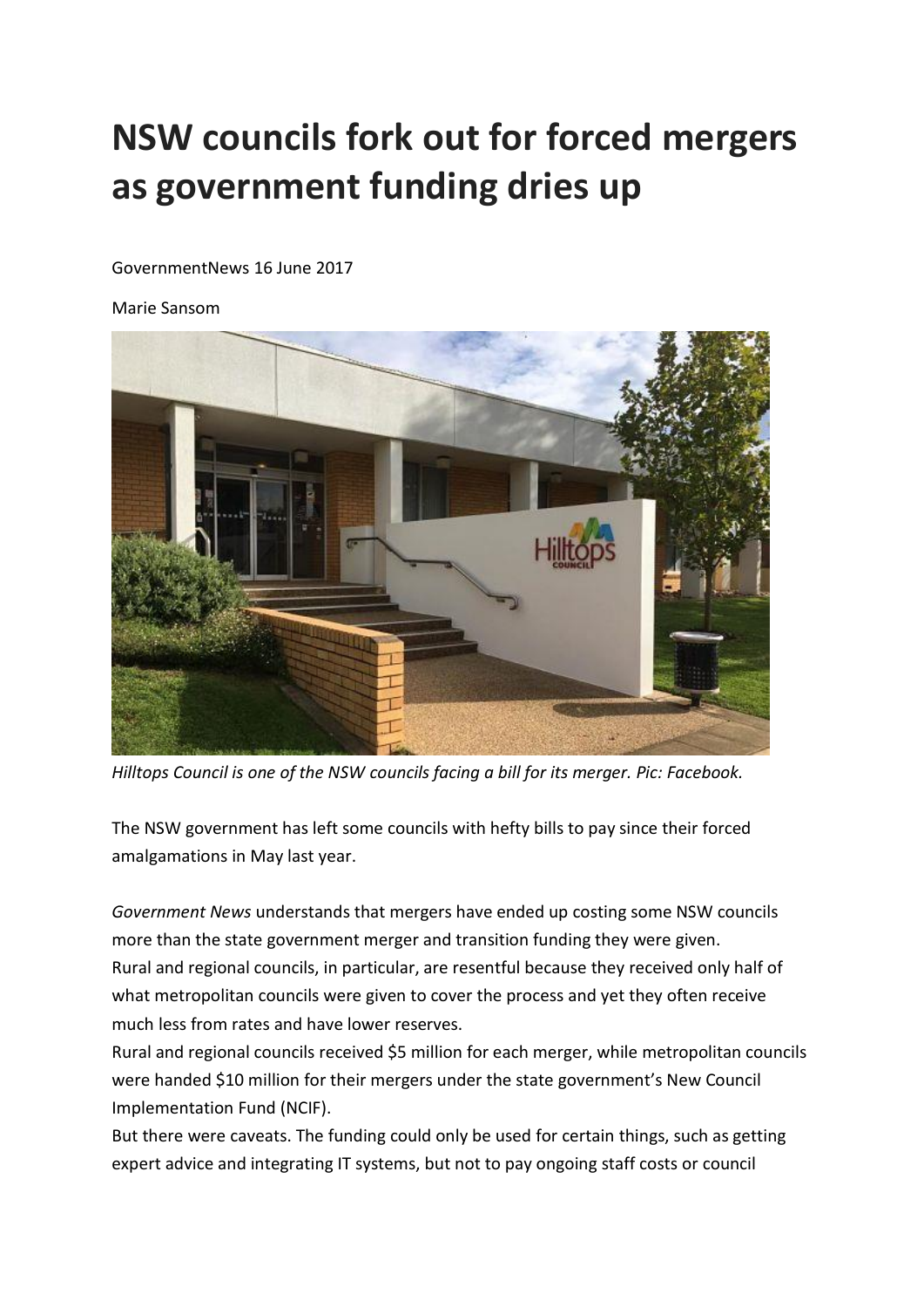# NSW councils fork out for forced mergers as government funding dries up

GovernmentNews 16 June 2017

Marie Sansom

*Hilltops Council is one of the NSW councils facing a bill for its merger. Pic: Facebook.*

The NSW government has left some councils with hefty bills to pay since their forced amalgamations in May last year.

*Government News* understands that mergers have ended up costing some NSW councils more than the state government merger and transition funding they were given.

Rural and regional councils, in particular, are resentful because they received only half of what metropolitan councils were given to cover the process and yet they often receive much less from rates and have lower reserves.

Rural and regional councils received $5 million for each merger, while metropolitan councils were handed $10 million for their mergers under the state government's New Council Implementation Fund (NCIF).

But there were caveats. The funding could only be used for certain things, such as getting expert advice and integrating IT systems, but not to pay ongoing staff costs or council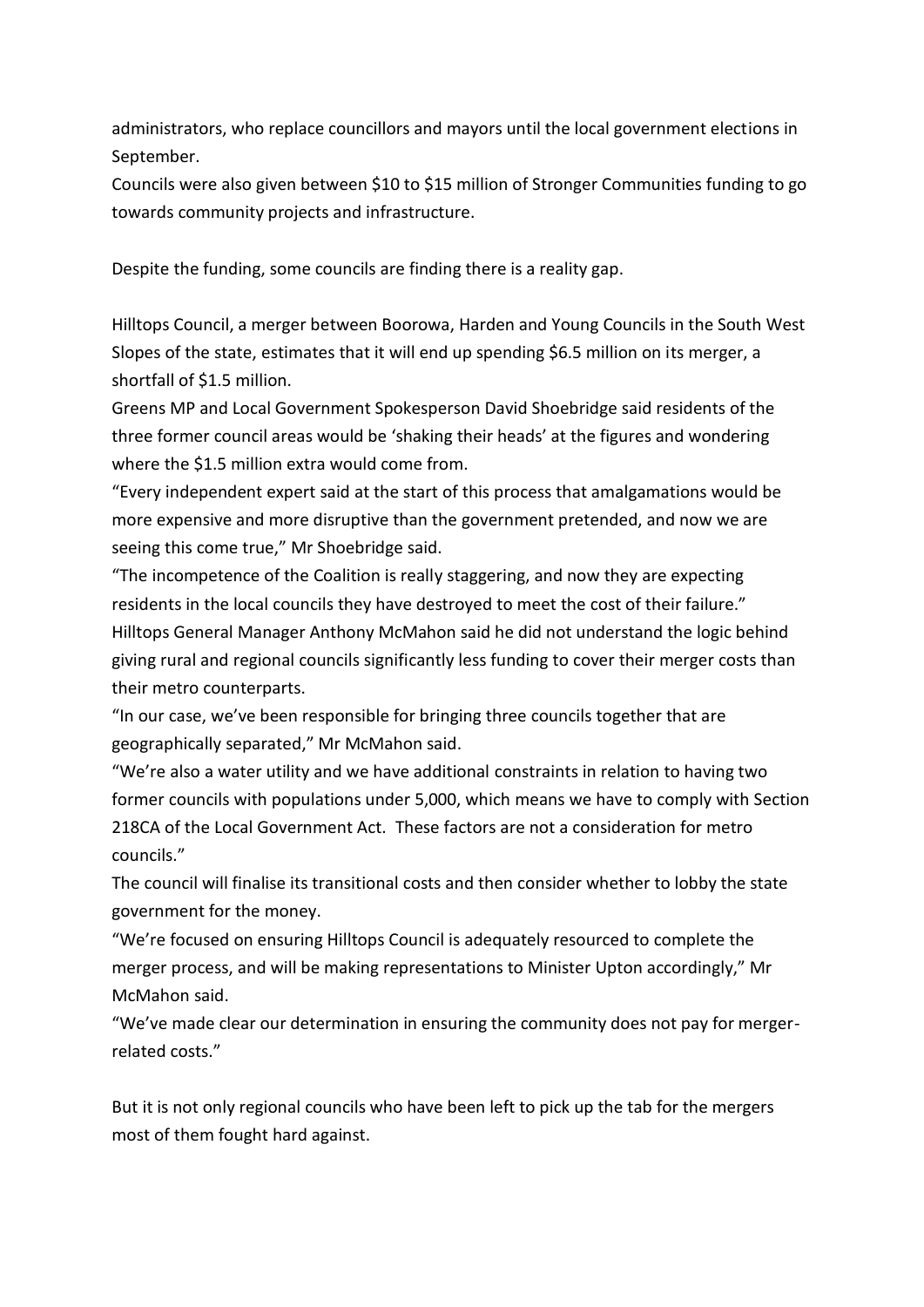administrators, who replace councillors and mayors until the local government elections in September.

Councils were also given between $10 to $15 million of Stronger Communities funding to go towards community projects and infrastructure.

Despite the funding, some councils are finding there is a reality gap.

Hilltops Council, a merger between Boorowa, Harden and Young Councils in the South West Slopes of the state, estimates that it will end up spending $6.5 million on its merger, a shortfall of $1.5 million.

Greens MP and Local Government Spokesperson David Shoebridge said residents of the three former council areas would be 'shaking their heads' at the figures and wondering where the $1.5 million extra would come from.

"Every independent expert said at the start of this process that amalgamations would be more expensive and more disruptive than the government pretended, and now we are seeing this come true," Mr Shoebridge said.

"The incompetence of the Coalition is really staggering, and now they are expecting residents in the local councils they have destroyed to meet the cost of their failure."

Hilltops General Manager Anthony McMahon said he did not understand the logic behind giving rural and regional councils significantly less funding to cover their merger costs than their metro counterparts.

"In our case, we've been responsible for bringing three councils together that are geographically separated," Mr McMahon said.

"We're also a water utility and we have additional constraints in relation to having two former councils with populations under 5,000, which means we have to comply with Section 218CA of the Local Government Act. These factors are not a consideration for metro councils."

The council will finalise its transitional costs and then consider whether to lobby the state government for the money.

"We're focused on ensuring Hilltops Council is adequately resourced to complete the merger process, and will be making representations to Minister Upton accordingly," Mr McMahon said.

"We've made clear our determination in ensuring the community does not pay for merger-related costs."

But it is not only regional councils who have been left to pick up the tab for the mergers most of them fought hard against.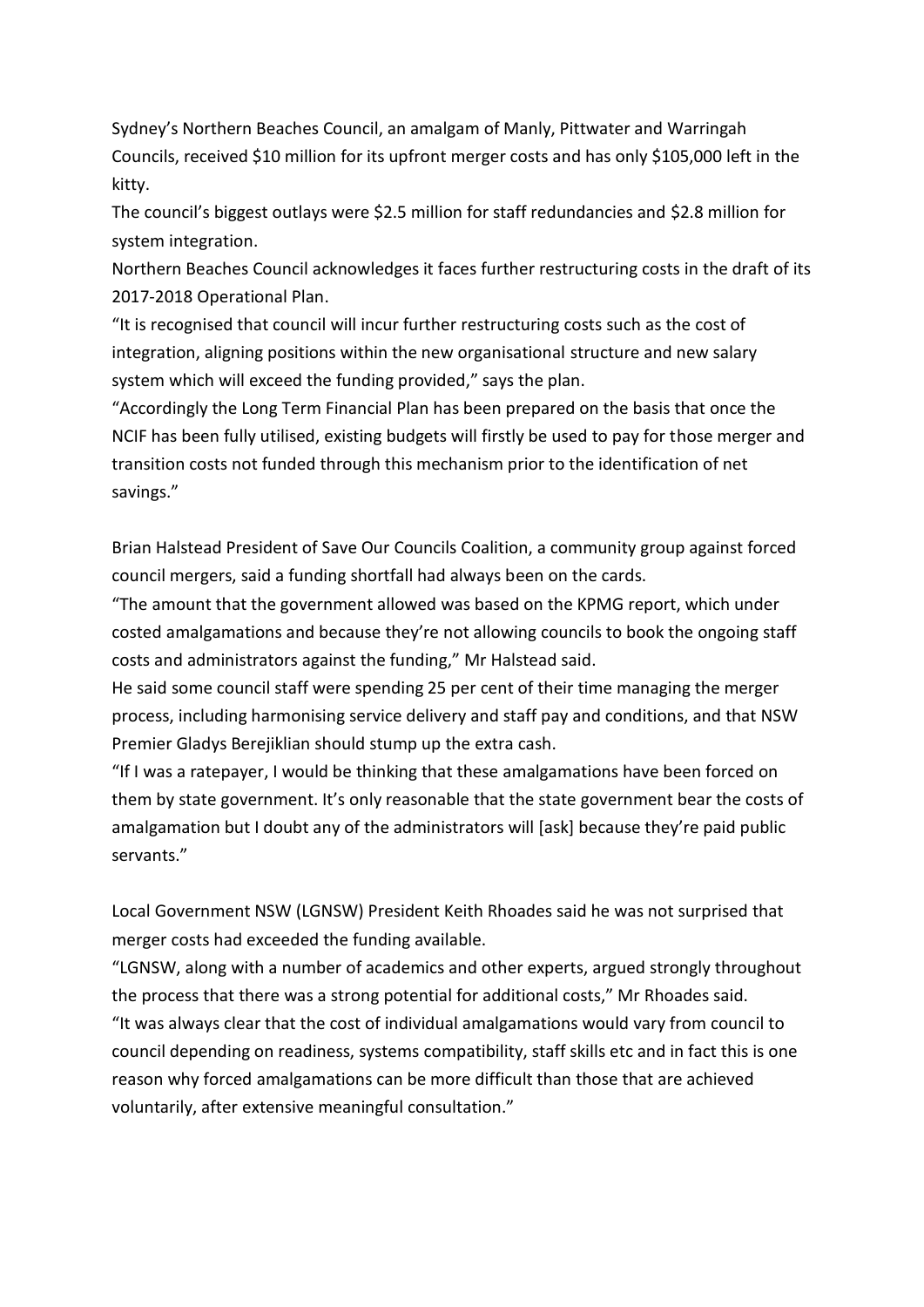Sydney's Northern Beaches Council, an amalgam of Manly, Pittwater and Warringah Councils, received $10 million for its upfront merger costs and has only $105,000 left in the kitty.

The council's biggest outlays were $2.5 million for staff redundancies and $2.8 million for system integration.

Northern Beaches Council acknowledges it faces further restructuring costs in the draft of its 2017-2018 Operational Plan.

"It is recognised that council will incur further restructuring costs such as the cost of integration, aligning positions within the new organisational structure and new salary system which will exceed the funding provided," says the plan.

"Accordingly the Long Term Financial Plan has been prepared on the basis that once the NCIF has been fully utilised, existing budgets will firstly be used to pay for those merger and transition costs not funded through this mechanism prior to the identification of net savings."

Brian Halstead President of Save Our Councils Coalition, a community group against forced council mergers, said a funding shortfall had always been on the cards.

"The amount that the government allowed was based on the KPMG report, which under costed amalgamations and because they're not allowing councils to book the ongoing staff costs and administrators against the funding," Mr Halstead said.

He said some council staff were spending 25 per cent of their time managing the merger process, including harmonising service delivery and staff pay and conditions, and that NSW Premier Gladys Berejiklian should stump up the extra cash.

"If I was a ratepayer, I would be thinking that these amalgamations have been forced on them by state government. It's only reasonable that the state government bear the costs of amalgamation but I doubt any of the administrators will [ask] because they're paid public servants."

Local Government NSW (LGNSW) President Keith Rhoades said he was not surprised that merger costs had exceeded the funding available.

"LGNSW, along with a number of academics and other experts, argued strongly throughout the process that there was a strong potential for additional costs," Mr Rhoades said.

"It was always clear that the cost of individual amalgamations would vary from council to council depending on readiness, systems compatibility, staff skills etc and in fact this is one reason why forced amalgamations can be more difficult than those that are achieved voluntarily, after extensive meaningful consultation."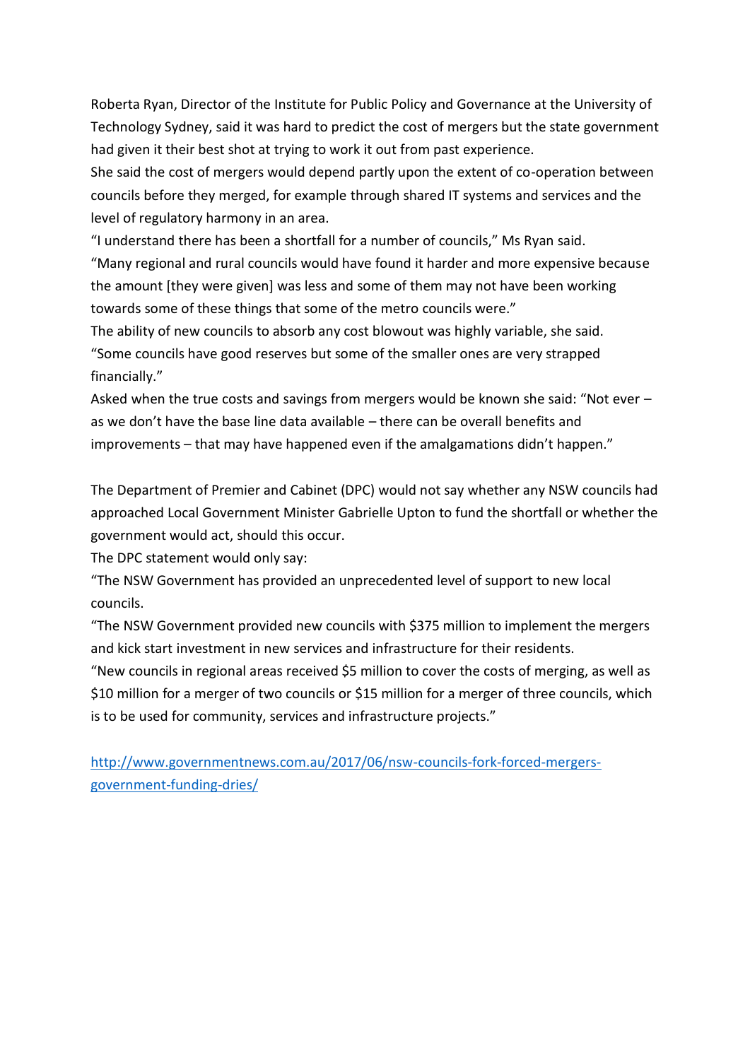Roberta Ryan, Director of the Institute for Public Policy and Governance at the University of Technology Sydney, said it was hard to predict the cost of mergers but the state government had given it their best shot at trying to work it out from past experience.

She said the cost of mergers would depend partly upon the extent of co-operation between councils before they merged, for example through shared IT systems and services and the level of regulatory harmony in an area.

"I understand there has been a shortfall for a number of councils," Ms Ryan said.

"Many regional and rural councils would have found it harder and more expensive because the amount [they were given] was less and some of them may not have been working towards some of these things that some of the metro councils were."

The ability of new councils to absorb any cost blowout was highly variable, she said.

"Some councils have good reserves but some of the smaller ones are very strapped financially."

Asked when the true costs and savings from mergers would be known she said: "Not ever – as we don't have the base line data available – there can be overall benefits and improvements – that may have happened even if the amalgamations didn't happen."

The Department of Premier and Cabinet (DPC) would not say whether any NSW councils had approached Local Government Minister Gabrielle Upton to fund the shortfall or whether the government would act, should this occur.

The DPC statement would only say:

"The NSW Government has provided an unprecedented level of support to new local councils.

"The NSW Government provided new councils with $375 million to implement the mergers and kick start investment in new services and infrastructure for their residents.

"New councils in regional areas received $5 million to cover the costs of merging, as well as $10 million for a merger of two councils or $15 million for a merger of three councils, which is to be used for community, services and infrastructure projects."

[http://www.governmentnews.com.au/2017/06/nsw-councils-fork-forced-mergers-government-funding-dries/](http://www.governmentnews.com.au/2017/06/nsw-councils-fork-forced-mergers-government-funding-dries/)